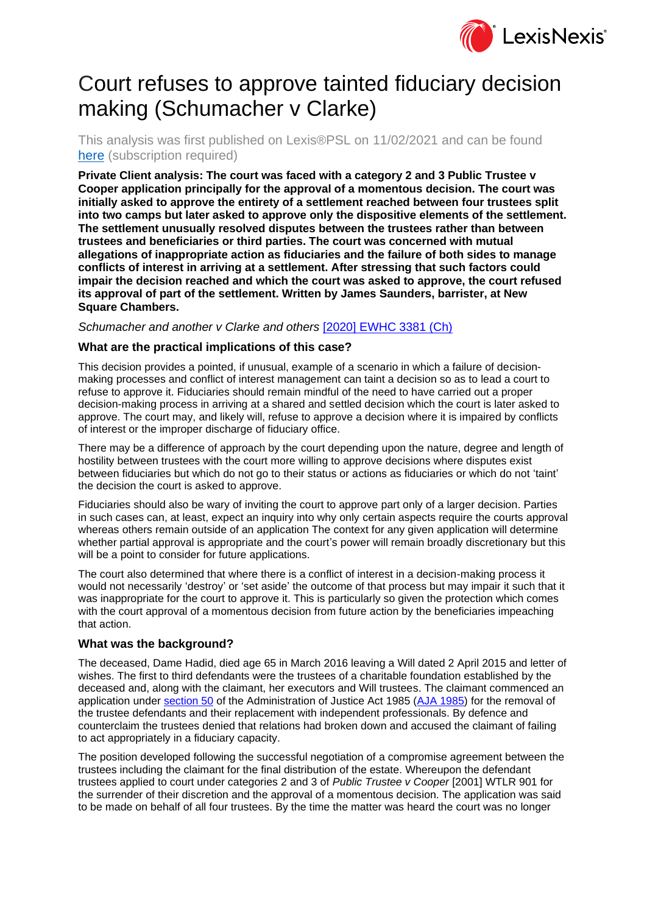# Court refuses to approve tainted fiduciary decision making (Schumacher v Clarke)

This analysis was first published on Lexis®PSL on 11/02/2021 and can be found [here](#) (subscription required)

**Private Client analysis: The court was faced with a category 2 and 3 Public Trustee v Cooper application principally for the approval of a momentous decision. The court was initially asked to approve the entirety of a settlement reached between four trustees split into two camps but later asked to approve only the dispositive elements of the settlement. The settlement unusually resolved disputes between the trustees rather than between trustees and beneficiaries or third parties. The court was concerned with mutual allegations of inappropriate action as fiduciaries and the failure of both sides to manage conflicts of interest in arriving at a settlement. After stressing that such factors could impair the decision reached and which the court was asked to approve, the court refused its approval of part of the settlement. Written by James Saunders, barrister, at New Square Chambers.**

*Schumacher and another v Clarke and others* [2020] EWHC 3381 (Ch)

### What are the practical implications of this case?

This decision provides a pointed, if unusual, example of a scenario in which a failure of decision-making processes and conflict of interest management can taint a decision so as to lead a court to refuse to approve it. Fiduciaries should remain mindful of the need to have carried out a proper decision-making process in arriving at a shared and settled decision which the court is later asked to approve. The court may, and likely will, refuse to approve a decision where it is impaired by conflicts of interest or the improper discharge of fiduciary office.

There may be a difference of approach by the court depending upon the nature, degree and length of hostility between trustees with the court more willing to approve decisions where disputes exist between fiduciaries but which do not go to their status or actions as fiduciaries or which do not 'taint' the decision the court is asked to approve.

Fiduciaries should also be wary of inviting the court to approve part only of a larger decision. Parties in such cases can, at least, expect an inquiry into why only certain aspects require the courts approval whereas others remain outside of an application The context for any given application will determine whether partial approval is appropriate and the court's power will remain broadly discretionary but this will be a point to consider for future applications.

The court also determined that where there is a conflict of interest in a decision-making process it would not necessarily 'destroy' or 'set aside' the outcome of that process but may impair it such that it was inappropriate for the court to approve it. This is particularly so given the protection which comes with the court approval of a momentous decision from future action by the beneficiaries impeaching that action.

### What was the background?

The deceased, Dame Hadid, died age 65 in March 2016 leaving a Will dated 2 April 2015 and letter of wishes. The first to third defendants were the trustees of a charitable foundation established by the deceased and, along with the claimant, her executors and Will trustees. The claimant commenced an application under section 50 of the Administration of Justice Act 1985 (AJA 1985) for the removal of the trustee defendants and their replacement with independent professionals. By defence and counterclaim the trustees denied that relations had broken down and accused the claimant of failing to act appropriately in a fiduciary capacity.

The position developed following the successful negotiation of a compromise agreement between the trustees including the claimant for the final distribution of the estate. Whereupon the defendant trustees applied to court under categories 2 and 3 of *Public Trustee v Cooper* [2001] WTLR 901 for the surrender of their discretion and the approval of a momentous decision. The application was said to be made on behalf of all four trustees. By the time the matter was heard the court was no longer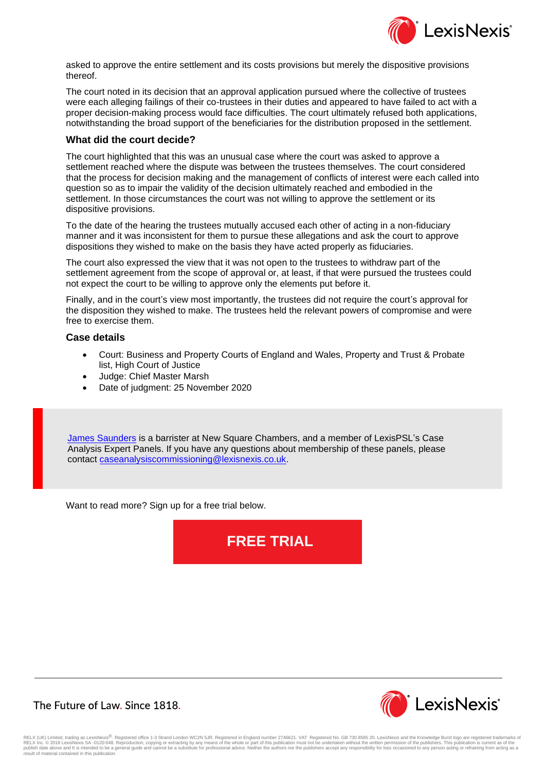asked to approve the entire settlement and its costs provisions but merely the dispositive provisions thereof.

The court noted in its decision that an approval application pursued where the collective of trustees were each alleging failings of their co-trustees in their duties and appeared to have failed to act with a proper decision-making process would face difficulties. The court ultimately refused both applications, notwithstanding the broad support of the beneficiaries for the distribution proposed in the settlement.

### What did the court decide?

The court highlighted that this was an unusual case where the court was asked to approve a settlement reached where the dispute was between the trustees themselves. The court considered that the process for decision making and the management of conflicts of interest were each called into question so as to impair the validity of the decision ultimately reached and embodied in the settlement. In those circumstances the court was not willing to approve the settlement or its dispositive provisions.

To the date of the hearing the trustees mutually accused each other of acting in a non-fiduciary manner and it was inconsistent for them to pursue these allegations and ask the court to approve dispositions they wished to make on the basis they have acted properly as fiduciaries.

The court also expressed the view that it was not open to the trustees to withdraw part of the settlement agreement from the scope of approval or, at least, if that were pursued the trustees could not expect the court to be willing to approve only the elements put before it.

Finally, and in the court's view most importantly, the trustees did not require the court's approval for the disposition they wished to make. The trustees held the relevant powers of compromise and were free to exercise them.

### Case details

- Court: Business and Property Courts of England and Wales, Property and Trust & Probate list, High Court of Justice
- Judge: Chief Master Marsh
- Date of judgment: 25 November 2020

James Saunders is a barrister at New Square Chambers, and a member of LexisPSL's Case Analysis Expert Panels. If you have any questions about membership of these panels, please contact caseanalysiscommissioning@lexisnexis.co.uk.

Want to read more? Sign up for a free trial below.

**FREE TRIAL**

The Future of Law. Since 1818.

RELX (UK) Limited, trading as LexisNexis®. Registered office 1-3 Strand London WC2N 5JR. Registered in England number 2746621. VAT Registered No. GB 730 8595 20. LexisNexis and the Knowledge Burst logo are registered trademarks of RELX Inc. © 2018 LexisNexis SA -0120-048. Reproduction, copying or extracting by any means of the whole or part of this publication must not be undertaken without the written permission of the publishers. This publication is current as of the publish date above and it is intended to be a general guide and cannot be a substitute for professional advice. Neither the authors nor the publishers accept any responsibility for loss occasioned to any person acting or refraining from acting as a result of material contained in this publication.